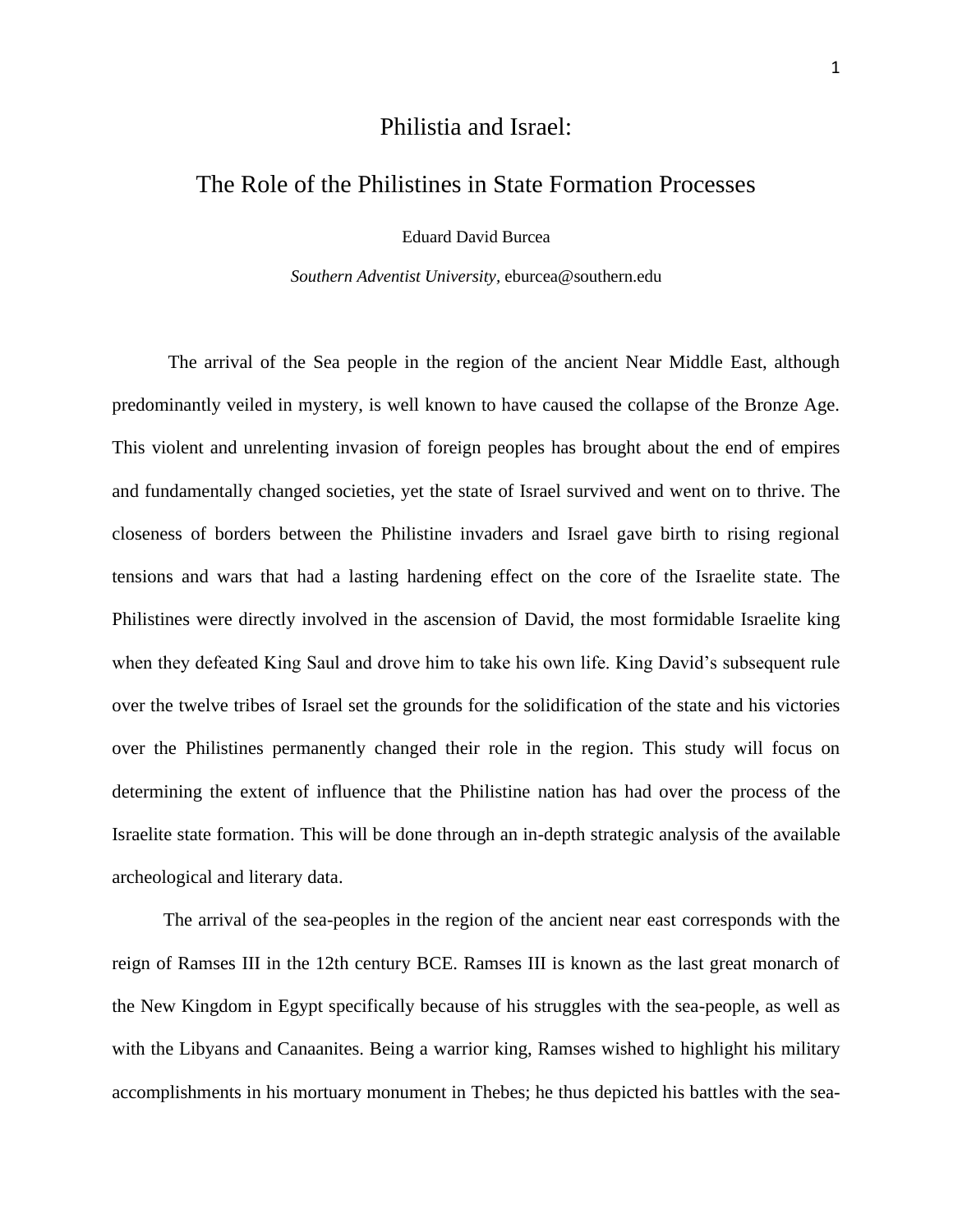# Philistia and Israel:

## The Role of the Philistines in State Formation Processes

Eduard David Burcea

*Southern Adventist University*, eburcea@southern.edu

The arrival of the Sea people in the region of the ancient Near Middle East, although predominantly veiled in mystery, is well known to have caused the collapse of the Bronze Age. This violent and unrelenting invasion of foreign peoples has brought about the end of empires and fundamentally changed societies, yet the state of Israel survived and went on to thrive. The closeness of borders between the Philistine invaders and Israel gave birth to rising regional tensions and wars that had a lasting hardening effect on the core of the Israelite state. The Philistines were directly involved in the ascension of David, the most formidable Israelite king when they defeated King Saul and drove him to take his own life. King David's subsequent rule over the twelve tribes of Israel set the grounds for the solidification of the state and his victories over the Philistines permanently changed their role in the region. This study will focus on determining the extent of influence that the Philistine nation has had over the process of the Israelite state formation. This will be done through an in-depth strategic analysis of the available archeological and literary data.

The arrival of the sea-peoples in the region of the ancient near east corresponds with the reign of Ramses III in the 12th century BCE. Ramses III is known as the last great monarch of the New Kingdom in Egypt specifically because of his struggles with the sea-people, as well as with the Libyans and Canaanites. Being a warrior king, Ramses wished to highlight his military accomplishments in his mortuary monument in Thebes; he thus depicted his battles with the sea-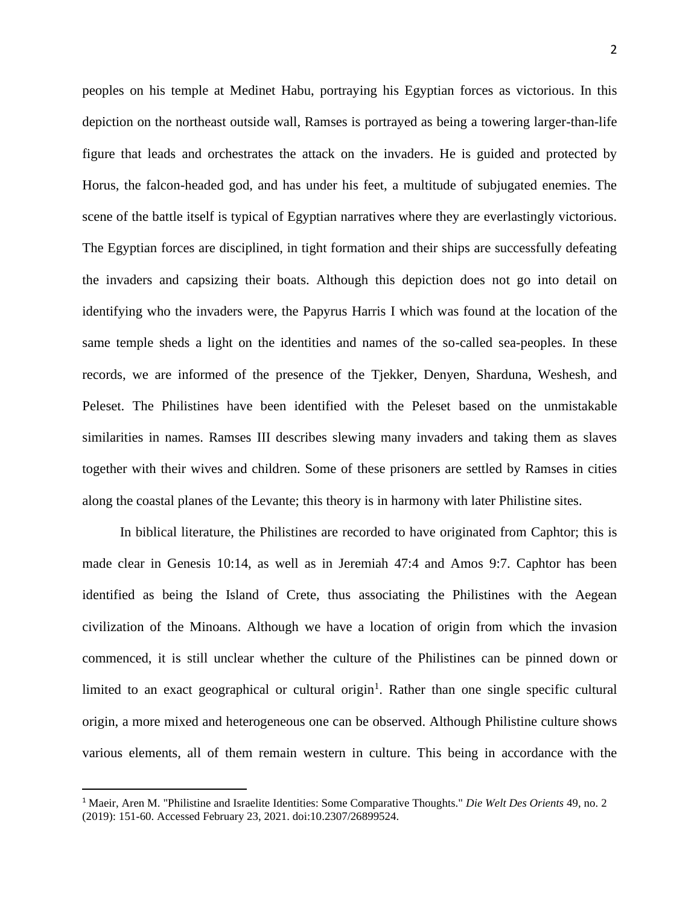peoples on his temple at Medinet Habu, portraying his Egyptian forces as victorious. In this depiction on the northeast outside wall, Ramses is portrayed as being a towering larger-than-life figure that leads and orchestrates the attack on the invaders. He is guided and protected by Horus, the falcon-headed god, and has under his feet, a multitude of subjugated enemies. The scene of the battle itself is typical of Egyptian narratives where they are everlastingly victorious. The Egyptian forces are disciplined, in tight formation and their ships are successfully defeating the invaders and capsizing their boats. Although this depiction does not go into detail on identifying who the invaders were, the Papyrus Harris I which was found at the location of the same temple sheds a light on the identities and names of the so-called sea-peoples. In these records, we are informed of the presence of the Tjekker, Denyen, Sharduna, Weshesh, and Peleset. The Philistines have been identified with the Peleset based on the unmistakable similarities in names. Ramses III describes slewing many invaders and taking them as slaves together with their wives and children. Some of these prisoners are settled by Ramses in cities along the coastal planes of the Levante; this theory is in harmony with later Philistine sites.

In biblical literature, the Philistines are recorded to have originated from Caphtor; this is made clear in Genesis 10:14, as well as in Jeremiah 47:4 and Amos 9:7. Caphtor has been identified as being the Island of Crete, thus associating the Philistines with the Aegean civilization of the Minoans. Although we have a location of origin from which the invasion commenced, it is still unclear whether the culture of the Philistines can be pinned down or limited to an exact geographical or cultural origin[1]. Rather than one single specific cultural origin, a more mixed and heterogeneous one can be observed. Although Philistine culture shows various elements, all of them remain western in culture. This being in accordance with the

---

[1] Maeir, Aren M. "Philistine and Israelite Identities: Some Comparative Thoughts." *Die Welt Des Orients* 49, no. 2 (2019): 151-60. Accessed February 23, 2021. doi:10.2307/26899524.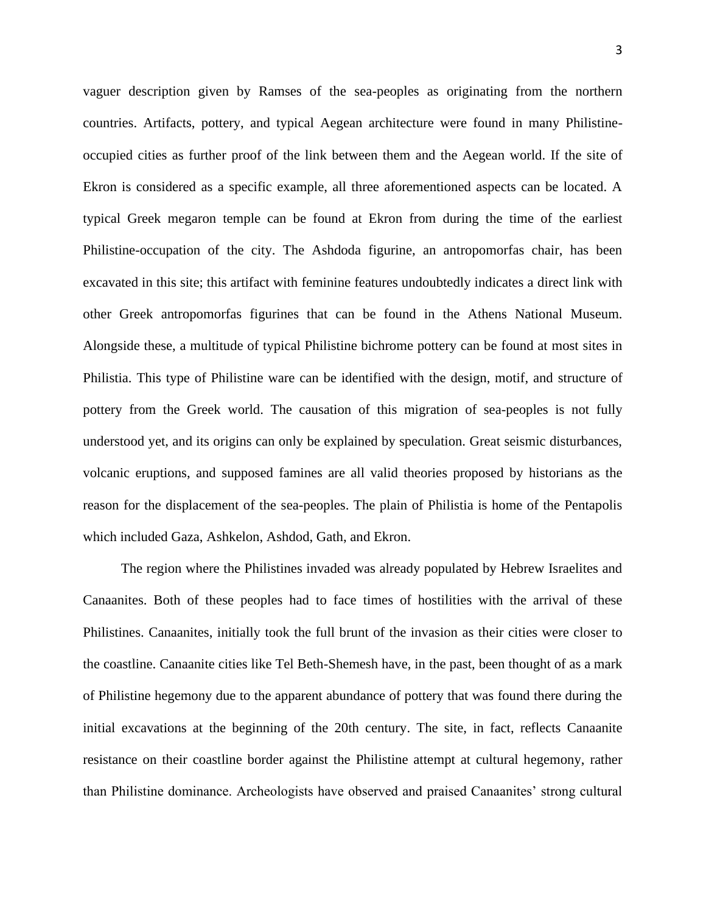vaguer description given by Ramses of the sea-peoples as originating from the northern countries. Artifacts, pottery, and typical Aegean architecture were found in many Philistine-occupied cities as further proof of the link between them and the Aegean world. If the site of Ekron is considered as a specific example, all three aforementioned aspects can be located. A typical Greek megaron temple can be found at Ekron from during the time of the earliest Philistine-occupation of the city. The Ashdoda figurine, an antropomorfas chair, has been excavated in this site; this artifact with feminine features undoubtedly indicates a direct link with other Greek antropomorfas figurines that can be found in the Athens National Museum. Alongside these, a multitude of typical Philistine bichrome pottery can be found at most sites in Philistia. This type of Philistine ware can be identified with the design, motif, and structure of pottery from the Greek world. The causation of this migration of sea-peoples is not fully understood yet, and its origins can only be explained by speculation. Great seismic disturbances, volcanic eruptions, and supposed famines are all valid theories proposed by historians as the reason for the displacement of the sea-peoples. The plain of Philistia is home of the Pentapolis which included Gaza, Ashkelon, Ashdod, Gath, and Ekron.

The region where the Philistines invaded was already populated by Hebrew Israelites and Canaanites. Both of these peoples had to face times of hostilities with the arrival of these Philistines. Canaanites, initially took the full brunt of the invasion as their cities were closer to the coastline. Canaanite cities like Tel Beth-Shemesh have, in the past, been thought of as a mark of Philistine hegemony due to the apparent abundance of pottery that was found there during the initial excavations at the beginning of the 20th century. The site, in fact, reflects Canaanite resistance on their coastline border against the Philistine attempt at cultural hegemony, rather than Philistine dominance. Archeologists have observed and praised Canaanites' strong cultural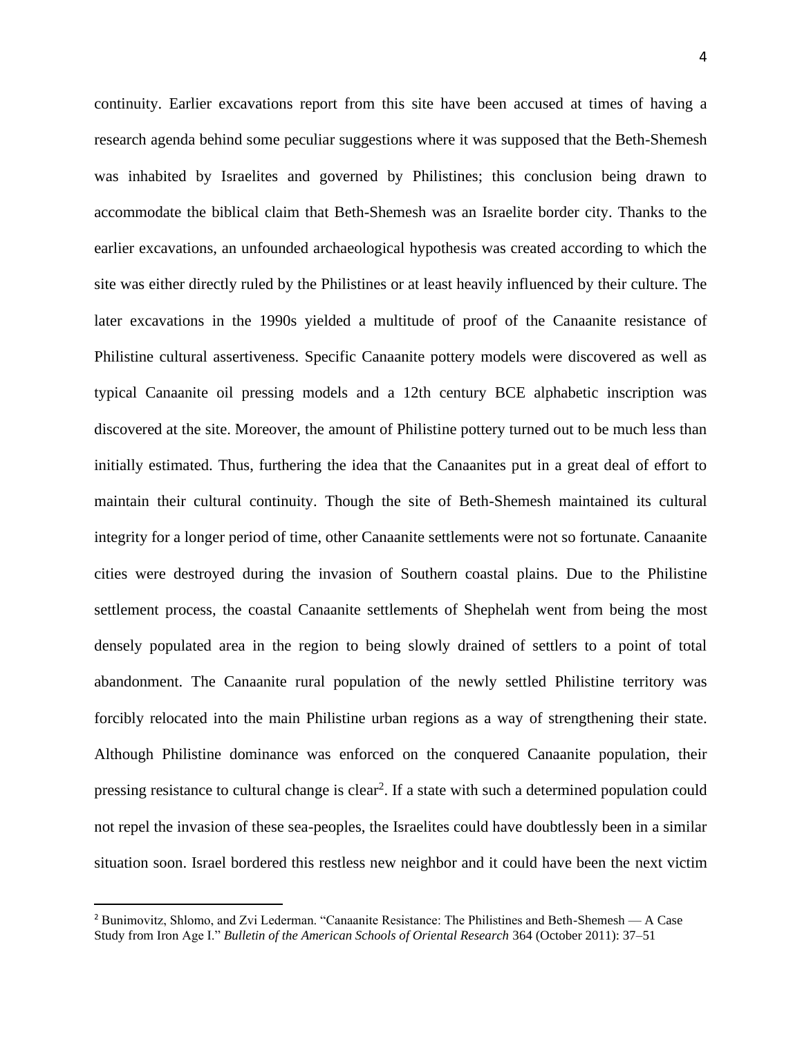continuity. Earlier excavations report from this site have been accused at times of having a research agenda behind some peculiar suggestions where it was supposed that the Beth-Shemesh was inhabited by Israelites and governed by Philistines; this conclusion being drawn to accommodate the biblical claim that Beth-Shemesh was an Israelite border city. Thanks to the earlier excavations, an unfounded archaeological hypothesis was created according to which the site was either directly ruled by the Philistines or at least heavily influenced by their culture. The later excavations in the 1990s yielded a multitude of proof of the Canaanite resistance of Philistine cultural assertiveness. Specific Canaanite pottery models were discovered as well as typical Canaanite oil pressing models and a 12th century BCE alphabetic inscription was discovered at the site. Moreover, the amount of Philistine pottery turned out to be much less than initially estimated. Thus, furthering the idea that the Canaanites put in a great deal of effort to maintain their cultural continuity. Though the site of Beth-Shemesh maintained its cultural integrity for a longer period of time, other Canaanite settlements were not so fortunate. Canaanite cities were destroyed during the invasion of Southern coastal plains. Due to the Philistine settlement process, the coastal Canaanite settlements of Shephelah went from being the most densely populated area in the region to being slowly drained of settlers to a point of total abandonment. The Canaanite rural population of the newly settled Philistine territory was forcibly relocated into the main Philistine urban regions as a way of strengthening their state. Although Philistine dominance was enforced on the conquered Canaanite population, their pressing resistance to cultural change is clear[2]. If a state with such a determined population could not repel the invasion of these sea-peoples, the Israelites could have doubtlessly been in a similar situation soon. Israel bordered this restless new neighbor and it could have been the next victim

---

[2] Bunimovitz, Shlomo, and Zvi Lederman. "Canaanite Resistance: The Philistines and Beth-Shemesh — A Case Study from Iron Age I." *Bulletin of the American Schools of Oriental Research* 364 (October 2011): 37–51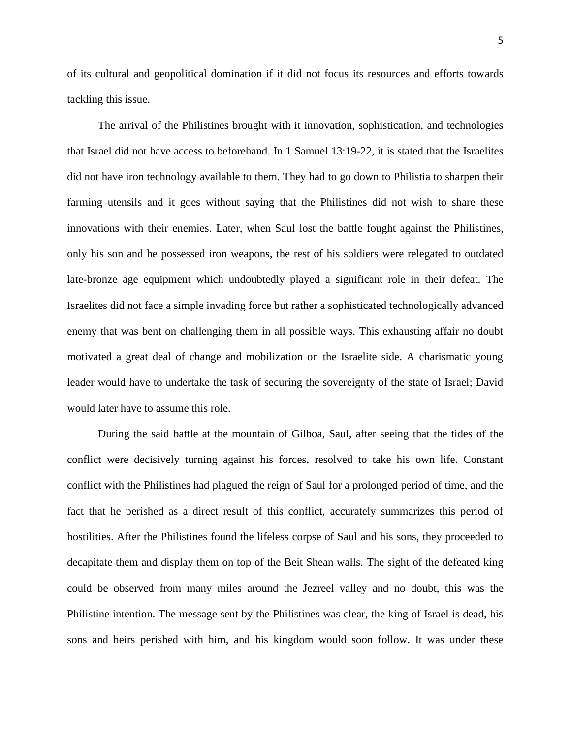of its cultural and geopolitical domination if it did not focus its resources and efforts towards tackling this issue.

The arrival of the Philistines brought with it innovation, sophistication, and technologies that Israel did not have access to beforehand. In 1 Samuel 13:19-22, it is stated that the Israelites did not have iron technology available to them. They had to go down to Philistia to sharpen their farming utensils and it goes without saying that the Philistines did not wish to share these innovations with their enemies. Later, when Saul lost the battle fought against the Philistines, only his son and he possessed iron weapons, the rest of his soldiers were relegated to outdated late-bronze age equipment which undoubtedly played a significant role in their defeat. The Israelites did not face a simple invading force but rather a sophisticated technologically advanced enemy that was bent on challenging them in all possible ways. This exhausting affair no doubt motivated a great deal of change and mobilization on the Israelite side. A charismatic young leader would have to undertake the task of securing the sovereignty of the state of Israel; David would later have to assume this role.

During the said battle at the mountain of Gilboa, Saul, after seeing that the tides of the conflict were decisively turning against his forces, resolved to take his own life. Constant conflict with the Philistines had plagued the reign of Saul for a prolonged period of time, and the fact that he perished as a direct result of this conflict, accurately summarizes this period of hostilities. After the Philistines found the lifeless corpse of Saul and his sons, they proceeded to decapitate them and display them on top of the Beit Shean walls. The sight of the defeated king could be observed from many miles around the Jezreel valley and no doubt, this was the Philistine intention. The message sent by the Philistines was clear, the king of Israel is dead, his sons and heirs perished with him, and his kingdom would soon follow. It was under these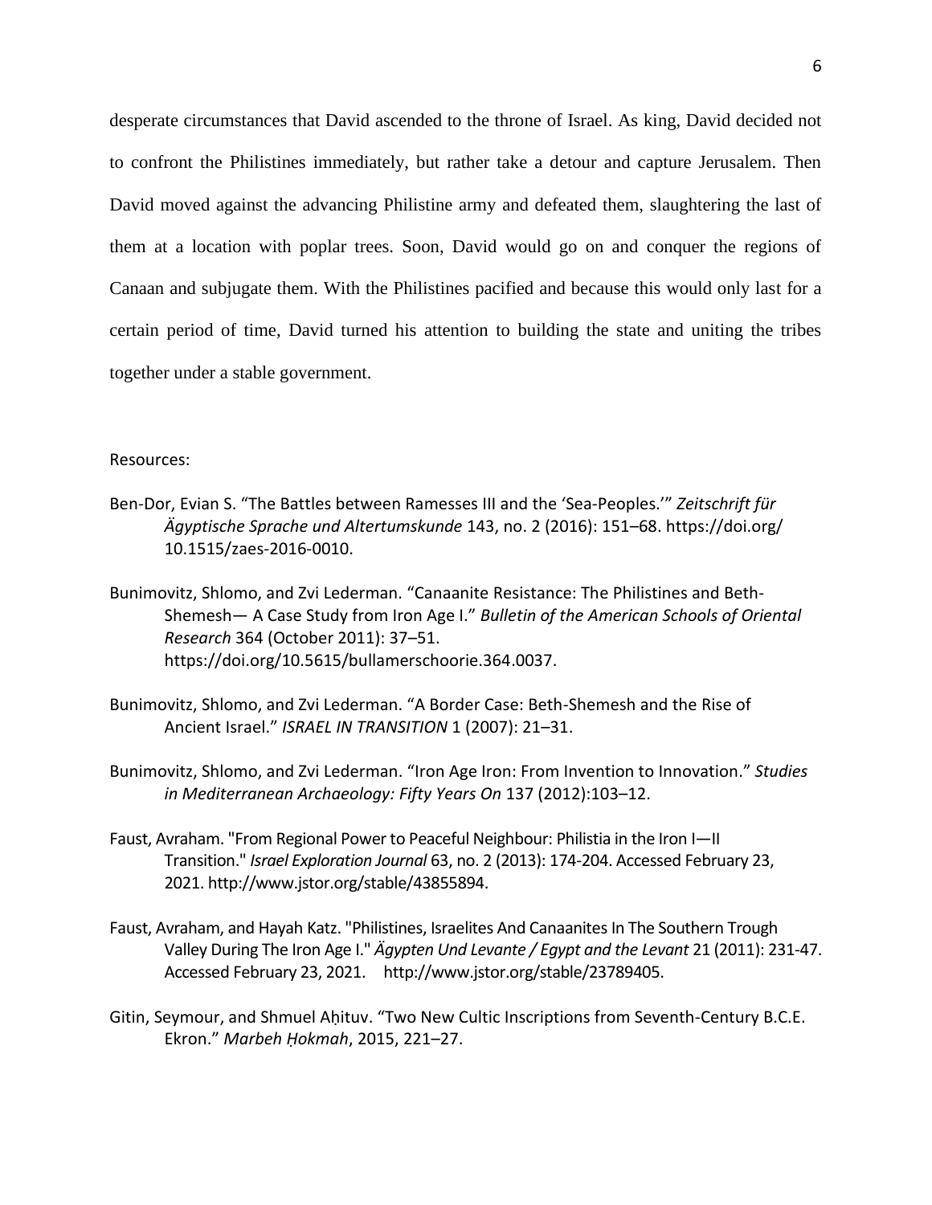desperate circumstances that David ascended to the throne of Israel. As king, David decided not to confront the Philistines immediately, but rather take a detour and capture Jerusalem. Then David moved against the advancing Philistine army and defeated them, slaughtering the last of them at a location with poplar trees. Soon, David would go on and conquer the regions of Canaan and subjugate them. With the Philistines pacified and because this would only last for a certain period of time, David turned his attention to building the state and uniting the tribes together under a stable government.

Resources:

Ben-Dor, Evian S. "The Battles between Ramesses III and the 'Sea-Peoples.'" *Zeitschrift für Ägyptische Sprache und Altertumskunde* 143, no. 2 (2016): 151–68. https://doi.org/10.1515/zaes-2016-0010.

Bunimovitz, Shlomo, and Zvi Lederman. "Canaanite Resistance: The Philistines and Beth-Shemesh— A Case Study from Iron Age I." *Bulletin of the American Schools of Oriental Research* 364 (October 2011): 37–51. https://doi.org/10.5615/bullamerschoorie.364.0037.

Bunimovitz, Shlomo, and Zvi Lederman. "A Border Case: Beth-Shemesh and the Rise of Ancient Israel." *ISRAEL IN TRANSITION* 1 (2007): 21–31.

Bunimovitz, Shlomo, and Zvi Lederman. "Iron Age Iron: From Invention to Innovation." *Studies in Mediterranean Archaeology: Fifty Years On* 137 (2012):103–12.

Faust, Avraham. "From Regional Power to Peaceful Neighbour: Philistia in the Iron I—II Transition." *Israel Exploration Journal* 63, no. 2 (2013): 174-204. Accessed February 23, 2021. http://www.jstor.org/stable/43855894.

Faust, Avraham, and Hayah Katz. "Philistines, Israelites And Canaanites In The Southern Trough Valley During The Iron Age I." *Ägypten Und Levante / Egypt and the Levant* 21 (2011): 231-47. Accessed February 23, 2021. http://www.jstor.org/stable/23789405.

Gitin, Seymour, and Shmuel Aḥituv. "Two New Cultic Inscriptions from Seventh-Century B.C.E. Ekron." *Marbeh Ḥokmah*, 2015, 221–27.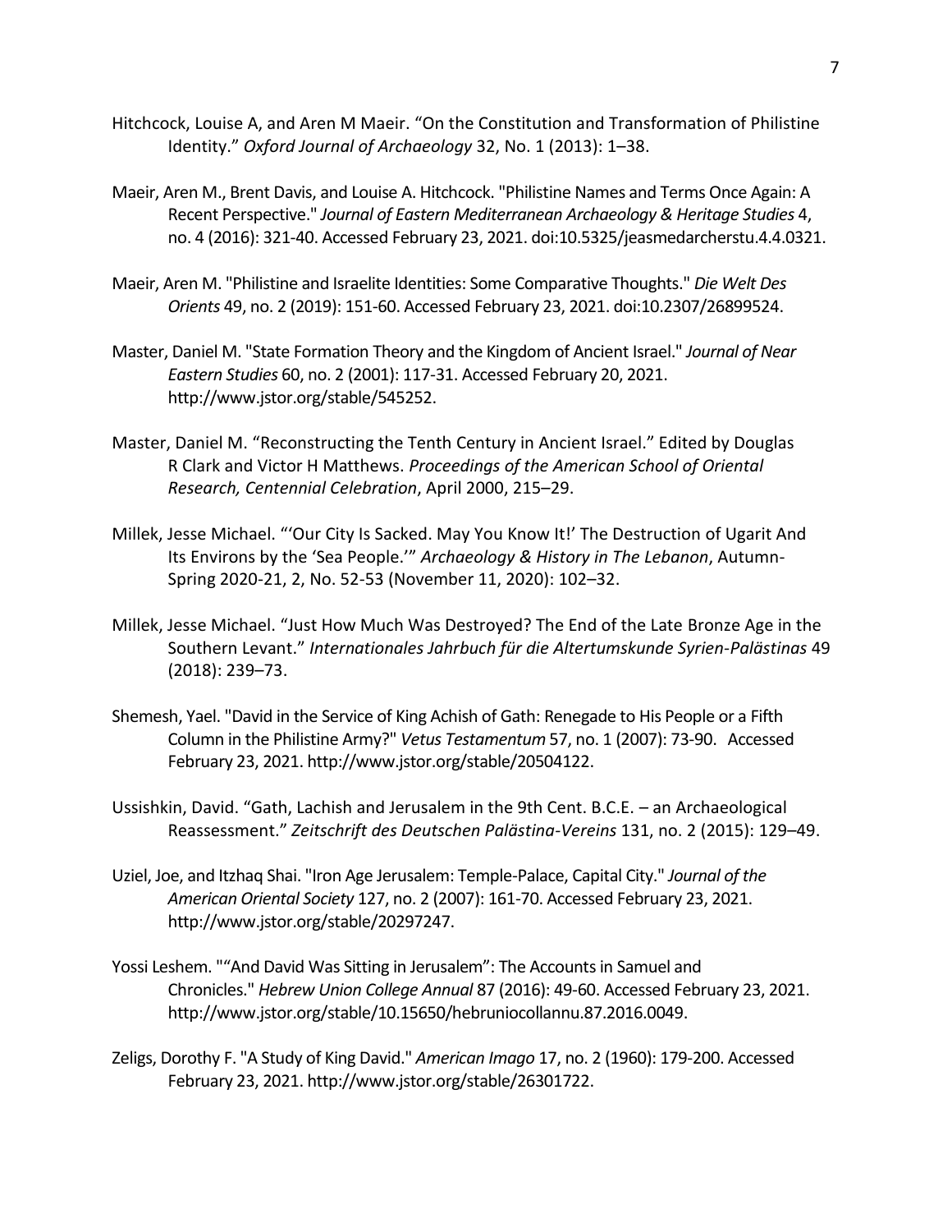Hitchcock, Louise A, and Aren M Maeir. "On the Constitution and Transformation of Philistine Identity." *Oxford Journal of Archaeology* 32, No. 1 (2013): 1–38.

Maeir, Aren M., Brent Davis, and Louise A. Hitchcock. "Philistine Names and Terms Once Again: A Recent Perspective." *Journal of Eastern Mediterranean Archaeology & Heritage Studies* 4, no. 4 (2016): 321-40. Accessed February 23, 2021. doi:10.5325/jeasmedarcherstu.4.4.0321.

Maeir, Aren M. "Philistine and Israelite Identities: Some Comparative Thoughts." *Die Welt Des Orients* 49, no. 2 (2019): 151-60. Accessed February 23, 2021. doi:10.2307/26899524.

Master, Daniel M. "State Formation Theory and the Kingdom of Ancient Israel." *Journal of Near Eastern Studies* 60, no. 2 (2001): 117-31. Accessed February 20, 2021. http://www.jstor.org/stable/545252.

Master, Daniel M. "Reconstructing the Tenth Century in Ancient Israel." Edited by Douglas R Clark and Victor H Matthews. *Proceedings of the American School of Oriental Research, Centennial Celebration*, April 2000, 215–29.

Millek, Jesse Michael. "'Our City Is Sacked. May You Know It!' The Destruction of Ugarit And Its Environs by the 'Sea People.'" *Archaeology & History in The Lebanon*, Autumn-Spring 2020-21, 2, No. 52-53 (November 11, 2020): 102–32.

Millek, Jesse Michael. "Just How Much Was Destroyed? The End of the Late Bronze Age in the Southern Levant." *Internationales Jahrbuch für die Altertumskunde Syrien-Palästinas* 49 (2018): 239–73.

Shemesh, Yael. "David in the Service of King Achish of Gath: Renegade to His People or a Fifth Column in the Philistine Army?" *Vetus Testamentum* 57, no. 1 (2007): 73-90. Accessed February 23, 2021. http://www.jstor.org/stable/20504122.

Ussishkin, David. "Gath, Lachish and Jerusalem in the 9th Cent. B.C.E. – an Archaeological Reassessment." *Zeitschrift des Deutschen Palästina-Vereins* 131, no. 2 (2015): 129–49.

Uziel, Joe, and Itzhaq Shai. "Iron Age Jerusalem: Temple-Palace, Capital City." *Journal of the American Oriental Society* 127, no. 2 (2007): 161-70. Accessed February 23, 2021. http://www.jstor.org/stable/20297247.

Yossi Leshem. ""And David Was Sitting in Jerusalem": The Accounts in Samuel and Chronicles." *Hebrew Union College Annual* 87 (2016): 49-60. Accessed February 23, 2021. http://www.jstor.org/stable/10.15650/hebruniocollannu.87.2016.0049.

Zeligs, Dorothy F. "A Study of King David." *American Imago* 17, no. 2 (1960): 179-200. Accessed February 23, 2021. http://www.jstor.org/stable/26301722.